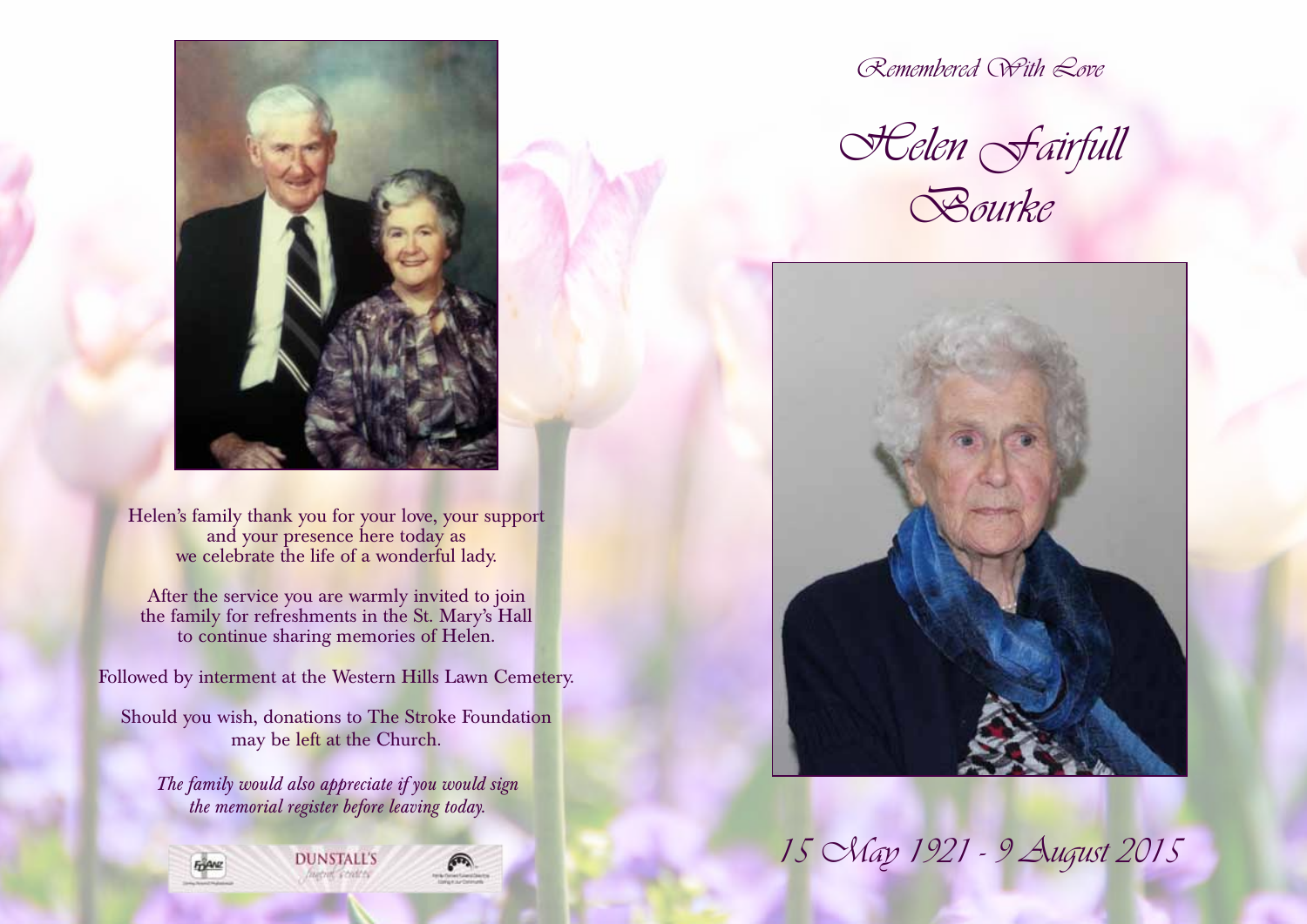Helen's family thank you for your love, your support and your presence here today as we celebrate the life of a wonderful lady.

After the service you are warmly invited to join the family for refreshments in the St. Mary's Hall to continue sharing memories of Helen.

Followed by interment at the Western Hills Lawn Cemetery.

Should you wish, donations to The Stroke Foundation may be left at the Church.

*The family would also appreciate if you would sign the memorial register before leaving today.*

DUNSTALL'S
funeral services

*Remembered With Love*

# *Helen Fairfull Bourke*

*15 May 1921 - 9 August 2015*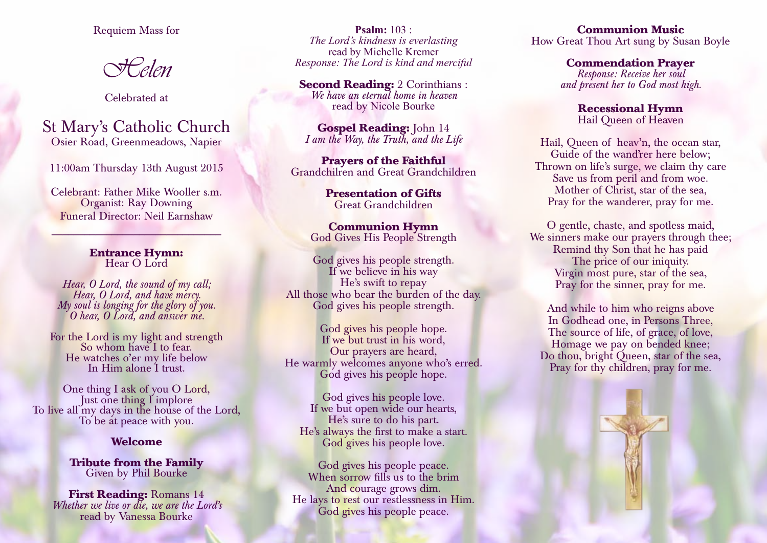Requiem Mass for

# *Helen*

Celebrated at

## St Mary's Catholic Church

Osier Road, Greenmeadows, Napier

11:00am Thursday 13th August 2015

Celebrant: Father Mike Wooller s.m.
Organist: Ray Downing
Funeral Director: Neil Earnshaw

---

**Entrance Hymn:**
Hear O Lord

*Hear, O Lord, the sound of my call;*
*Hear, O Lord, and have mercy.*
*My soul is longing for the glory of you.*
*O hear, O Lord, and answer me.*

For the Lord is my light and strength
So whom have I to fear.
He watches o'er my life below
In Him alone I trust.

One thing I ask of you O Lord,
Just one thing I implore
To live all my days in the house of the Lord,
To be at peace with you.

**Welcome**

**Tribute from the Family**
Given by Phil Bourke

**First Reading:** Romans 14
*Whether we live or die, we are the Lord's*
read by Vanessa Bourke

**Psalm:** 103 :
*The Lord's kindness is everlasting*
read by Michelle Kremer
*Response: The Lord is kind and merciful*

**Second Reading:** 2 Corinthians :
*We have an eternal home in heaven*
read by Nicole Bourke

**Gospel Reading:** John 14
*I am the Way, the Truth, and the Life*

**Prayers of the Faithful**
Grandchilren and Great Grandchildren

**Presentation of Gifts**
Great Grandchildren

**Communion Hymn**
God Gives His People Strength

God gives his people strength.
If we believe in his way
He's swift to repay
All those who bear the burden of the day.
God gives his people strength.

God gives his people hope.
If we but trust in his word,
Our prayers are heard,
He warmly welcomes anyone who's erred.
God gives his people hope.

God gives his people love.
If we but open wide our hearts,
He's sure to do his part.
He's always the first to make a start.
God gives his people love.

God gives his people peace.
When sorrow fills us to the brim
And courage grows dim.
He lays to rest our restlessness in Him.
God gives his people peace.

**Communion Music**
How Great Thou Art sung by Susan Boyle

**Commendation Prayer**
*Response: Receive her soul*
*and present her to God most high.*

**Recessional Hymn**
Hail Queen of Heaven

Hail, Queen of heav'n, the ocean star,
Guide of the wand'rer here below;
Thrown on life's surge, we claim thy care
Save us from peril and from woe.
Mother of Christ, star of the sea,
Pray for the wanderer, pray for me.

O gentle, chaste, and spotless maid,
We sinners make our prayers through thee;
Remind thy Son that he has paid
The price of our iniquity.
Virgin most pure, star of the sea,
Pray for the sinner, pray for me.

And while to him who reigns above
In Godhead one, in Persons Three,
The source of life, of grace, of love,
Homage we pay on bended knee;
Do thou, bright Queen, star of the sea,
Pray for thy children, pray for me.